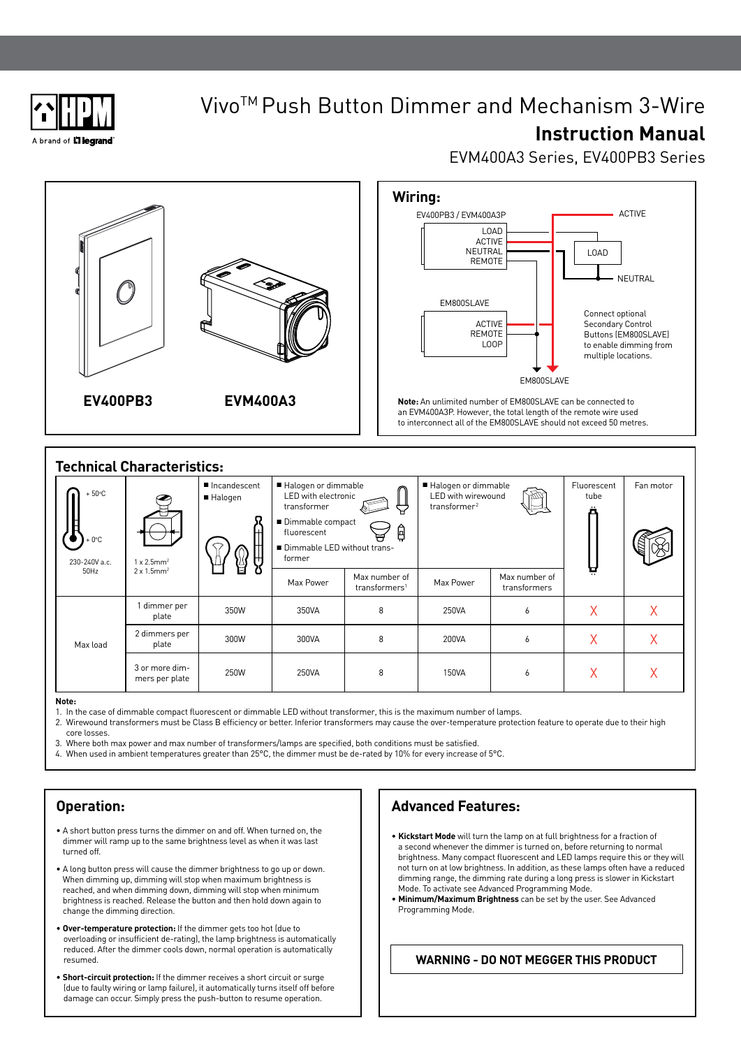# Vivo™ Push Button Dimmer and Mechanism 3-Wire

## Instruction Manual

EVM400A3 Series, EV400PB3 Series

EV400PB3 EVM400A3

## Wiring:

EV400PB3 / EVM400A3P

LOAD
ACTIVE
NEUTRAL
REMOTE

ACTIVE

LOAD

NEUTRAL

EM800SLAVE

ACTIVE
REMOTE
LOOP

Connect optional Secondary Control Buttons (EM800SLAVE) to enable dimming from multiple locations.

EM800SLAVE

**Note:** An unlimited number of EM800SLAVE can be connected to an EVM400A3P. However, the total length of the remote wire used to interconnect all of the EM800SLAVE should not exceed 50 metres.

## Technical Characteristics:

| +50°C / +0°C 230-240V a.c. 50Hz | 1 x 2.5mm² 2 x 1.5mm² | ■ Incandescent ■ Halogen | ■ Halogen or dimmable LED with electronic transformer ■ Dimmable compact fluorescent ■ Dimmable LED without transformer | | ■ Halogen or dimmable LED with wirewound transformer[2] | | Fluorescent tube | Fan motor |
|---|---|---|---|---|---|---|---|---|
| | | | Max Power | Max number of transformers[1] | Max Power | Max number of transformers | | |
| Max load | 1 dimmer per plate | 350W | 350VA | 8 | 250VA | 6 | X | X |
| | 2 dimmers per plate | 300W | 300VA | 8 | 200VA | 6 | X | X |
| | 3 or more dimmers per plate | 250W | 250VA | 8 | 150VA | 6 | X | X |

**Note:**

1. In the case of dimmable compact fluorescent or dimmable LED without transformer, this is the maximum number of lamps.
2. Wirewound transformers must be Class B efficiency or better. Inferior transformers may cause the over-temperature protection feature to operate due to their high core losses.
3. Where both max power and max number of transformers/lamps are specified, both conditions must be satisfied.
4. When used in ambient temperatures greater than 25°C, the dimmer must be de-rated by 10% for every increase of 5°C.

## Operation:

- A short button press turns the dimmer on and off. When turned on, the dimmer will ramp up to the same brightness level as when it was last turned off.
- A long button press will cause the dimmer brightness to go up or down. When dimming up, dimming will stop when maximum brightness is reached, and when dimming down, dimming will stop when minimum brightness is reached. Release the button and then hold down again to change the dimming direction.
- **Over-temperature protection:** If the dimmer gets too hot (due to overloading or insufficient de-rating), the lamp brightness is automatically reduced. After the dimmer cools down, normal operation is automatically resumed.
- **Short-circuit protection:** If the dimmer receives a short circuit or surge (due to faulty wiring or lamp failure), it automatically turns itself off before damage can occur. Simply press the push-button to resume operation.

## Advanced Features:

- **Kickstart Mode** will turn the lamp on at full brightness for a fraction of a second whenever the dimmer is turned on, before returning to normal brightness. Many compact fluorescent and LED lamps require this or they will not turn on at low brightness. In addition, as these lamps often have a reduced dimming range, the dimming rate during a long press is slower in Kickstart Mode. To activate see Advanced Programming Mode.
- **Minimum/Maximum Brightness** can be set by the user. See Advanced Programming Mode.

**WARNING - DO NOT MEGGER THIS PRODUCT**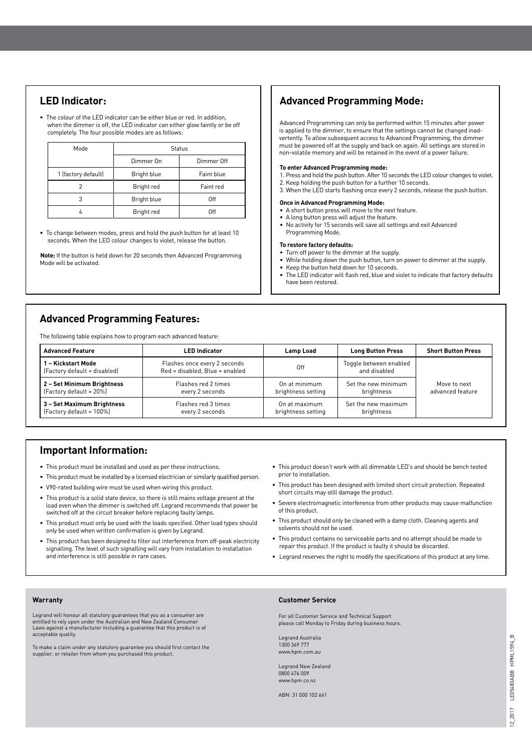## LED Indicator:

- The colour of the LED indicator can be either blue or red. In addition, when the dimmer is off, the LED indicator can either glow faintly or be off completely. The four possible modes are as follows:

| Mode | Status | |
|---|---|---|
| | Dimmer On | Dimmer Off |
| 1 (factory default) | Bright blue | Faint blue |
| 2 | Bright red | Faint red |
| 3 | Bright blue | Off |
| 4 | Bright red | Off |

- To change between modes, press and hold the push button for at least 10 seconds. When the LED colour changes to violet, release the button.

**Note:** If the button is held down for 20 seconds then Advanced Programming Mode will be activated.

## Advanced Programming Mode:

Advanced Programming can only be performed within 15 minutes after power is applied to the dimmer, to ensure that the settings cannot be changed inadvertently. To allow subsequent access to Advanced Programming, the dimmer must be powered off at the supply and back on again. All settings are stored in non-volatile memory and will be retained in the event of a power failure.

**To enter Advanced Programming mode:**

1. Press and hold the push button. After 10 seconds the LED colour changes to violet.
2. Keep holding the push button for a further 10 seconds.
3. When the LED starts flashing once every 2 seconds, release the push button.

**Once in Advanced Programming Mode:**

- A short button press will move to the next feature.
- A long button press will adjust the feature.
- No activity for 15 seconds will save all settings and exit Advanced Programming Mode.

**To restore factory defaults:**

- Turn off power to the dimmer at the supply.
- While holding down the push button, turn on power to dimmer at the supply.
- Keep the button held down for 10 seconds.
- The LED indicator will flash red, blue and violet to indicate that factory defaults have been restored.

## Advanced Programming Features:

The following table explains how to program each advanced feature:

| Advanced Feature | LED Indicator | Lamp Load | Long Button Press | Short Button Press |
|---|---|---|---|---|
| **1 – Kickstart Mode** (Factory default = disabled) | Flashes once every 2 seconds Red = disabled, Blue = enabled | Off | Toggle between enabled and disabled | Move to next advanced feature |
| **2 – Set Minimum Brightness** (Factory default = 20%) | Flashes red 2 times every 2 seconds | On at minimum brightness setting | Set the new minimum brightness | |
| **3 – Set Maximum Brightness** (Factory default = 100%) | Flashes red 3 times every 2 seconds | On at maximum brightness setting | Set the new maximum brightness | |

## Important Information:

- This product must be installed and used as per these instructions.
- This product must be installed by a licensed electrician or similarly qualified person.
- V90-rated building wire must be used when wiring this product.
- This product is a solid state device, so there is still mains voltage present at the load even when the dimmer is switched off. Legrand recommends that power be switched off at the circuit breaker before replacing faulty lamps.
- This product must only be used with the loads specified. Other load types should only be used when written confirmation is given by Legrand.
- This product has been designed to filter out interference from off-peak electricity signalling. The level of such signalling will vary from installation to installation and interference is still possible in rare cases.
- This product doesn't work with all dimmable LED's and should be bench tested prior to installation.
- This product has been designed with limited short circuit protection. Repeated short circuits may still damage the product.
- Severe electromagnetic interference from other products may cause malfunction of this product.
- This product should only be cleaned with a damp cloth. Cleaning agents and solvents should not be used.
- This product contains no serviceable parts and no attempt should be made to repair this product. If the product is faulty it should be discarded.
- Legrand reserves the right to modify the specifications of this product at any time.

### Warranty

Legrand will honour all statutory guarantees that you as a consumer are entitled to rely upon under the Australian and New Zealand Consumer Laws against a manufacturer including a guarantee that this product is of acceptable quality.

To make a claim under any statutory guarantee you should first contact the supplier, or retailer from whom you purchased this product.

### Customer Service

For all Customer Service and Technical Support please call Monday to Friday during business hours.

Legrand Australia
1300 369 777
www.hpm.com.au

Legrand New Zealand
0800 476 009
www.hpm.co.nz

ABN: 31 000 102 661

12_2017 LE05683ABB HPML1594_B